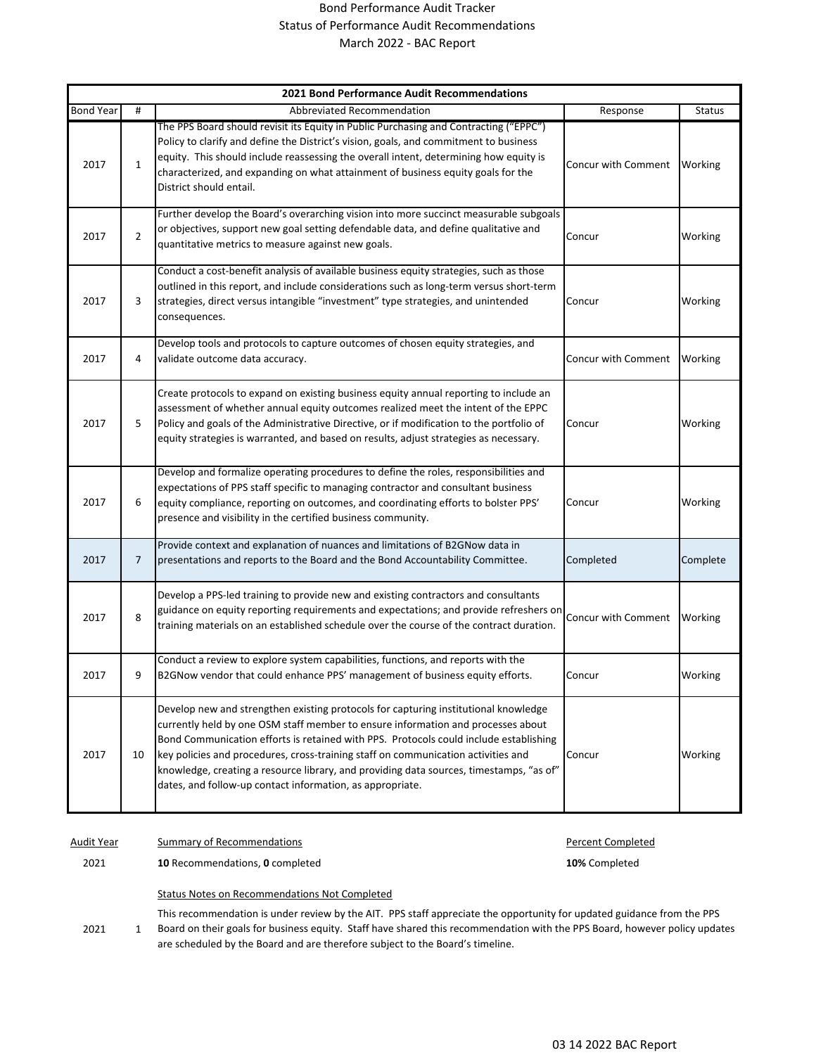Bond Performance Audit Tracker
Status of Performance Audit Recommendations
March 2022 - BAC Report

| 2021 Bond Performance Audit Recommendations | | | | |
|---|---|---|---|---|
| Bond Year | # | Abbreviated Recommendation | Response | Status |
| 2017 | 1 | The PPS Board should revisit its Equity in Public Purchasing and Contracting ("EPPC") Policy to clarify and define the District's vision, goals, and commitment to business equity. This should include reassessing the overall intent, determining how equity is characterized, and expanding on what attainment of business equity goals for the District should entail. | Concur with Comment | Working |
| 2017 | 2 | Further develop the Board's overarching vision into more succinct measurable subgoals or objectives, support new goal setting defendable data, and define qualitative and quantitative metrics to measure against new goals. | Concur | Working |
| 2017 | 3 | Conduct a cost-benefit analysis of available business equity strategies, such as those outlined in this report, and include considerations such as long-term versus short-term strategies, direct versus intangible "investment" type strategies, and unintended consequences. | Concur | Working |
| 2017 | 4 | Develop tools and protocols to capture outcomes of chosen equity strategies, and validate outcome data accuracy. | Concur with Comment | Working |
| 2017 | 5 | Create protocols to expand on existing business equity annual reporting to include an assessment of whether annual equity outcomes realized meet the intent of the EPPC Policy and goals of the Administrative Directive, or if modification to the portfolio of equity strategies is warranted, and based on results, adjust strategies as necessary. | Concur | Working |
| 2017 | 6 | Develop and formalize operating procedures to define the roles, responsibilities and expectations of PPS staff specific to managing contractor and consultant business equity compliance, reporting on outcomes, and coordinating efforts to bolster PPS' presence and visibility in the certified business community. | Concur | Working |
| 2017 | 7 | Provide context and explanation of nuances and limitations of B2GNow data in presentations and reports to the Board and the Bond Accountability Committee. | Completed | Complete |
| 2017 | 8 | Develop a PPS-led training to provide new and existing contractors and consultants guidance on equity reporting requirements and expectations; and provide refreshers on training materials on an established schedule over the course of the contract duration. | Concur with Comment | Working |
| 2017 | 9 | Conduct a review to explore system capabilities, functions, and reports with the B2GNow vendor that could enhance PPS' management of business equity efforts. | Concur | Working |
| 2017 | 10 | Develop new and strengthen existing protocols for capturing institutional knowledge currently held by one OSM staff member to ensure information and processes about Bond Communication efforts is retained with PPS. Protocols could include establishing key policies and procedures, cross-training staff on communication activities and knowledge, creating a resource library, and providing data sources, timestamps, "as of" dates, and follow-up contact information, as appropriate. | Concur | Working |

| Audit Year | Summary of Recommendations | Percent Completed |
|---|---|---|
| 2021 | **10** Recommendations, **0** completed | **10%** Completed |

Status Notes on Recommendations Not Completed

| | | |
|---|---|---|
| 2021 | 1 | This recommendation is under review by the AIT. PPS staff appreciate the opportunity for updated guidance from the PPS Board on their goals for business equity. Staff have shared this recommendation with the PPS Board, however policy updates are scheduled by the Board and are therefore subject to the Board's timeline. |

03 14 2022 BAC Report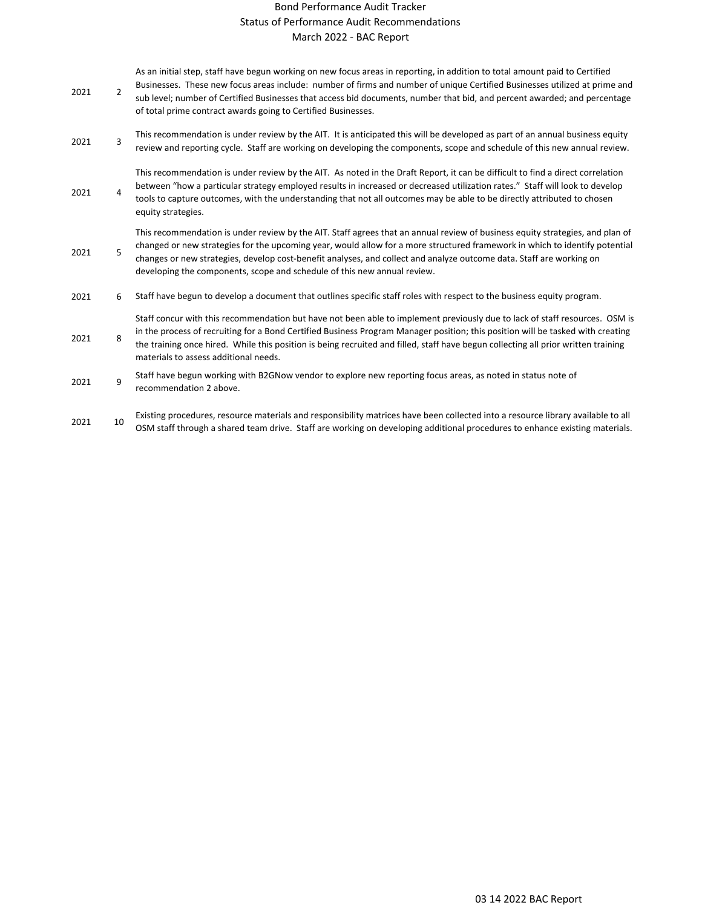| | | |
|---|---|---|
| 2021 | 2 | As an initial step, staff have begun working on new focus areas in reporting, in addition to total amount paid to Certified Businesses. These new focus areas include: number of firms and number of unique Certified Businesses utilized at prime and sub level; number of Certified Businesses that access bid documents, number that bid, and percent awarded; and percentage of total prime contract awards going to Certified Businesses. |
| 2021 | 3 | This recommendation is under review by the AIT. It is anticipated this will be developed as part of an annual business equity review and reporting cycle. Staff are working on developing the components, scope and schedule of this new annual review. |
| 2021 | 4 | This recommendation is under review by the AIT. As noted in the Draft Report, it can be difficult to find a direct correlation between "how a particular strategy employed results in increased or decreased utilization rates." Staff will look to develop tools to capture outcomes, with the understanding that not all outcomes may be able to be directly attributed to chosen equity strategies. |
| 2021 | 5 | This recommendation is under review by the AIT. Staff agrees that an annual review of business equity strategies, and plan of changed or new strategies for the upcoming year, would allow for a more structured framework in which to identify potential changes or new strategies, develop cost-benefit analyses, and collect and analyze outcome data. Staff are working on developing the components, scope and schedule of this new annual review. |
| 2021 | 6 | Staff have begun to develop a document that outlines specific staff roles with respect to the business equity program. |
| 2021 | 8 | Staff concur with this recommendation but have not been able to implement previously due to lack of staff resources. OSM is in the process of recruiting for a Bond Certified Business Program Manager position; this position will be tasked with creating the training once hired. While this position is being recruited and filled, staff have begun collecting all prior written training materials to assess additional needs. |
| 2021 | 9 | Staff have begun working with B2GNow vendor to explore new reporting focus areas, as noted in status note of recommendation 2 above. |
| 2021 | 10 | Existing procedures, resource materials and responsibility matrices have been collected into a resource library available to all OSM staff through a shared team drive. Staff are working on developing additional procedures to enhance existing materials. |